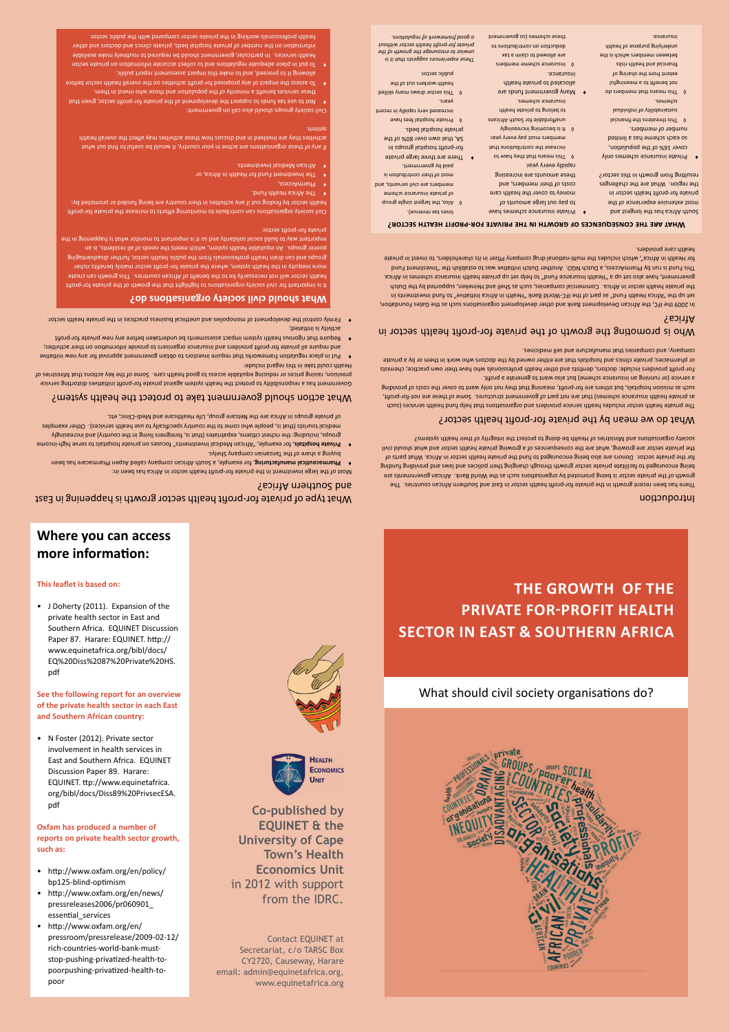# THE GROWTH OF THE PRIVATE FOR-PROFIT HEALTH SECTOR IN EAST & SOUTHERN AFRICA

## What should civil society organisations do?

## Introduction

There has been recent growth in the private for-profit health sector in East and Southern African countries. The growth of the private sector is being promoted by organisations such as the World Bank. African governments are being encouraged to facilitate private sector growth through changing their policies and laws and providing funding for the private sector. Donors are also being encouraged to fund the private health sector in Africa. What parts of the private sector are growing, what are the consequences of a growing private health sector and what should civil society organisations and Ministries of Health be doing to protect the integrity of their health systems?

## What do we mean by the private for-profit health sector?

The private health sector includes health service providers and organisations that help fund health services (such as private health insurance schemes) that are not part of government structures. Some of these are not-for-profit, such as mission hospitals, but others are for-profit, meaning that they not only want to cover the costs of providing a service (or running an insurance scheme) but also want to generate a profit.

For-profit providers include: doctors, dentists and other health professionals who have their own practice; chemists or pharmacies; private clinics and hospitals that are either owned by the doctors who work in them or by a private company; and companies that manufacture and sell medicines.

## Who is promoting the growth of the private for-profit health sector in Africa?

In 2009 the IFC, the African Development Bank and other development organisations such as the Gates Foundation, set up the "Africa Health Fund" as part of the IFC-World Bank "Health in Africa Initiative" to fund investments in the private health sector in Africa. Commercial companies, such as Shell and Heineken, supported by the Dutch government, have also set up a "Health Insurance Fund" to help set up private health insurance schemes in Africa. This Fund is run by PharmAccess, a Dutch NGO. Another Dutch initiative was to establish the "Investment Fund for Health in Africa", which includes the multi-national drug company Pfizer in its shareholders, to invest in private health care providers.

## WHAT ARE THE CONSEQUENCES OF GROWTH IN THE PRIVATE FOR-PROFIT HEALTH SECTOR?

South Africa has the longest and most extensive experience of the private for-profit health sector in the region. What are the challenges resulting from growth in this sector?

- ♦ Private insurance schemes only cover 16% of the population, so each scheme has a limited number of members.
  - ◊ This threatens the financial sustainability of individual schemes.
  - ◊ This means that members do not benefit to a meaningful extent from the sharing of financial and health risks between members which is the underlying purpose of health insurance.
- ♦ Private insurance schemes have to pay out large amounts of money to cover the health care costs of their members, and these amounts are increasing rapidly every year.
  - ◊ This means that they have to increase the contributions that members must pay every year.
  - ◊ It is becoming increasingly unaffordable for South Africans to belong to private health insurance schemes.
- ♦ Many government funds are allocated to private health insurance.
  - ◊ Insurance scheme members are allowed to claim a tax deduction on contributions to these schemes (so government loses tax revenue).
  - ◊ Also, the largest single group of private insurance scheme members are civil servants, and most of their contribution is paid by government.
- ♦ There are three large private for-profit hospital groups in SA, that own over 80% of the private hospital beds.
  - ◊ Private hospital fees have increased very rapidly in recent years.
  - ◊ This sector draws many skilled health workers out of the public sector.

*These experiences suggests that it is unwise to encourage the growth of the private for-profit health sector without a good framework of regulations.*

## What type of private for-profit health sector growth is happening in East and Southern Africa?

Most of the large investment in the private for-profit health sector in Africa has been in:

- ♦ **Pharmaceutical manufacturing**, for example, a South African company called Aspen Pharmacare has been buying a share of the Tanzanian company Shelys.
- ♦ **Private hospitals**, for example, "African Medical Investments" focuses on private hospitals to serve high-income groups, including: the richest citizens, expatriates (that is, foreigners living in the country) and increasingly medical tourists (that is, people who come to the country specifically to use health services). Other examples of private groups in Africa are the Netcare group, Life Healthcare and Medi-Clinic, etc.

## What action should government take to protect the health system?

Government has a responsibility to protect the health system against private for-profit initiatives distorting service provision, raising prices or reducing equitable access to good health care. Some of the key actions that Ministries of Health could take in this regard include:

- ♦ Put in place regulation frameworks that require investors to obtain government approval for any new initiative and require all private for-profit providers and insurance organisers to provide information on their activities;
- ♦ Require that rigorous health system impact assessments be undertaken before any new private for-profit activity is initiated;
- ♦ Firmly control the development of monopolies and unethical business practices in the private health sector.

## What should civil society organisations do?

It is important for civil society organisations to highlight that the growth of the private for-profit health sector will not necessarily be to the benefit of African countries. This growth can create more inequity in the health system, where the private for-profit sector mainly benefits richer groups and can drain health professionals from the public health sector, further disadvantaging poorer groups. An equitable health system, which meets the needs of all residents, is an important way to build social solidarity and so it is important to monitor what is happening in the private for-profit sector.

Civil society organisations can contribute to monitoring efforts to increase the private for-profit health sector by finding out if any activities in their country are being funded or promoted by:

- ♦ The Africa Health Fund,
- ♦ PharmAccess,
- ♦ The Investment Fund for Health in Africa, or
- ♦ African Medical Investments.

If any of these organisations are active in your country, it would be useful to find out what activities they are involved in and discuss how these activities may affect the overall health system.

Civil society groups should also call on government:

- ♦ Not to use tax funds to support the development of the private for-profit sector, given that these services benefit a minority of the population and those who invest in them.
- ♦ To assess the impact of any proposed for-profit activities on the overall health sector before allowing it to proceed, and to make this impact assessment report public.
- ♦ To put in place adequate regulations and to collect accurate information on private sector health services. In particular, government should be required to routinely make available information on the number of private hospital beds, private clinics and doctors and other health professionals working in the private sector compared with the public sector.

## Where you can access more information:

**This leaflet is based on:**

- J Doherty (2011). Expansion of the private health sector in East and Southern Africa. EQUINET Discussion Paper 87. Harare: EQUINET. http://www.equinetafrica.org/bibl/docs/EQ%20Diss%2087%20Private%20HS.pdf

**See the following report for an overview of the private health sector in each East and Southern African country:**

- N Foster (2012). Private sector involvement in health services in East and Southern Africa. EQUINET Discussion Paper 89. Harare: EQUINET. ttp://www.equinetafrica.org/bibl/docs/Diss89%20PrivsecESA.pdf

**Oxfam has produced a number of reports on private health sector growth, such as:**

- http://www.oxfam.org/en/policy/bp125-blind-optimism
- http://www.oxfam.org/en/news/pressreleases2006/pr060901_essential_services
- http://www.oxfam.org/en/pressroom/pressrelease/2009-02-12/rich-countries-world-bank-must-stop-pushing-privatized-health-to-poorpushing-privatized-health-to-poor

HEALTH ECONOMICS UNIT

**Co-published by EQUINET & the University of Cape Town's Health Economics Unit** in 2012 with support from the IDRC.

Contact EQUINET at Secretariat, c/o TARSC Box CY2720, Causeway, Harare email: admin@equinetafrica.org, www.equinetafrica.org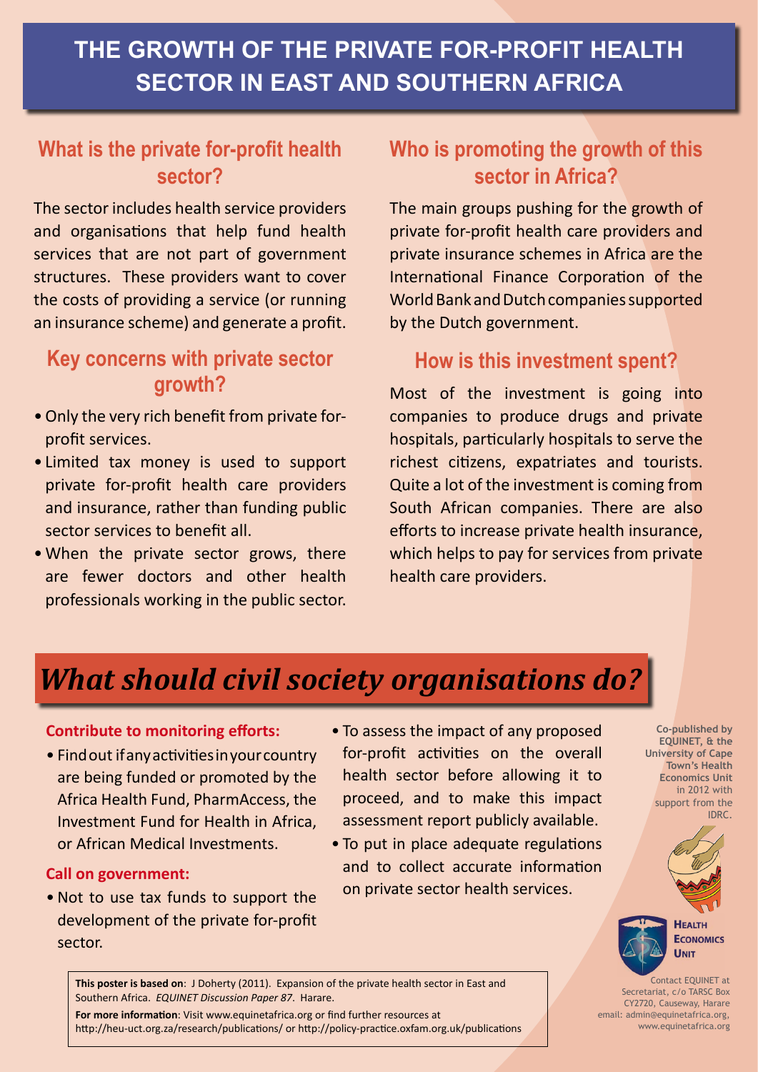# THE GROWTH OF THE PRIVATE FOR-PROFIT HEALTH SECTOR IN EAST AND SOUTHERN AFRICA

## What is the private for-profit health sector?

The sector includes health service providers and organisations that help fund health services that are not part of government structures. These providers want to cover the costs of providing a service (or running an insurance scheme) and generate a profit.

## Key concerns with private sector growth?

- Only the very rich benefit from private for-profit services.
- Limited tax money is used to support private for-profit health care providers and insurance, rather than funding public sector services to benefit all.
- When the private sector grows, there are fewer doctors and other health professionals working in the public sector.

## Who is promoting the growth of this sector in Africa?

The main groups pushing for the growth of private for-profit health care providers and private insurance schemes in Africa are the International Finance Corporation of the World Bank and Dutch companies supported by the Dutch government.

## How is this investment spent?

Most of the investment is going into companies to produce drugs and private hospitals, particularly hospitals to serve the richest citizens, expatriates and tourists. Quite a lot of the investment is coming from South African companies. There are also efforts to increase private health insurance, which helps to pay for services from private health care providers.

# *What should civil society organisations do?*

**Contribute to monitoring efforts:**

- Find out if any activities in your country are being funded or promoted by the Africa Health Fund, PharmAccess, the Investment Fund for Health in Africa, or African Medical Investments.

**Call on government:**

- Not to use tax funds to support the development of the private for-profit sector.
- To assess the impact of any proposed for-profit activities on the overall health sector before allowing it to proceed, and to make this impact assessment report publicly available.
- To put in place adequate regulations and to collect accurate information on private sector health services.

**Co-published by EQUINET, & the University of Cape Town's Health Economics Unit** in 2012 with support from the IDRC.

HEALTH ECONOMICS UNIT

**This poster is based on**: J Doherty (2011). Expansion of the private health sector in East and Southern Africa. *EQUINET Discussion Paper 87*. Harare.

**For more information**: Visit www.equinetafrica.org or find further resources at http://heu-uct.org.za/research/publications/ or http://policy-practice.oxfam.org.uk/publications

Contact EQUINET at Secretariat, c/o TARSC Box CY2720, Causeway, Harare email: admin@equinetafrica.org, www.equinetafrica.org